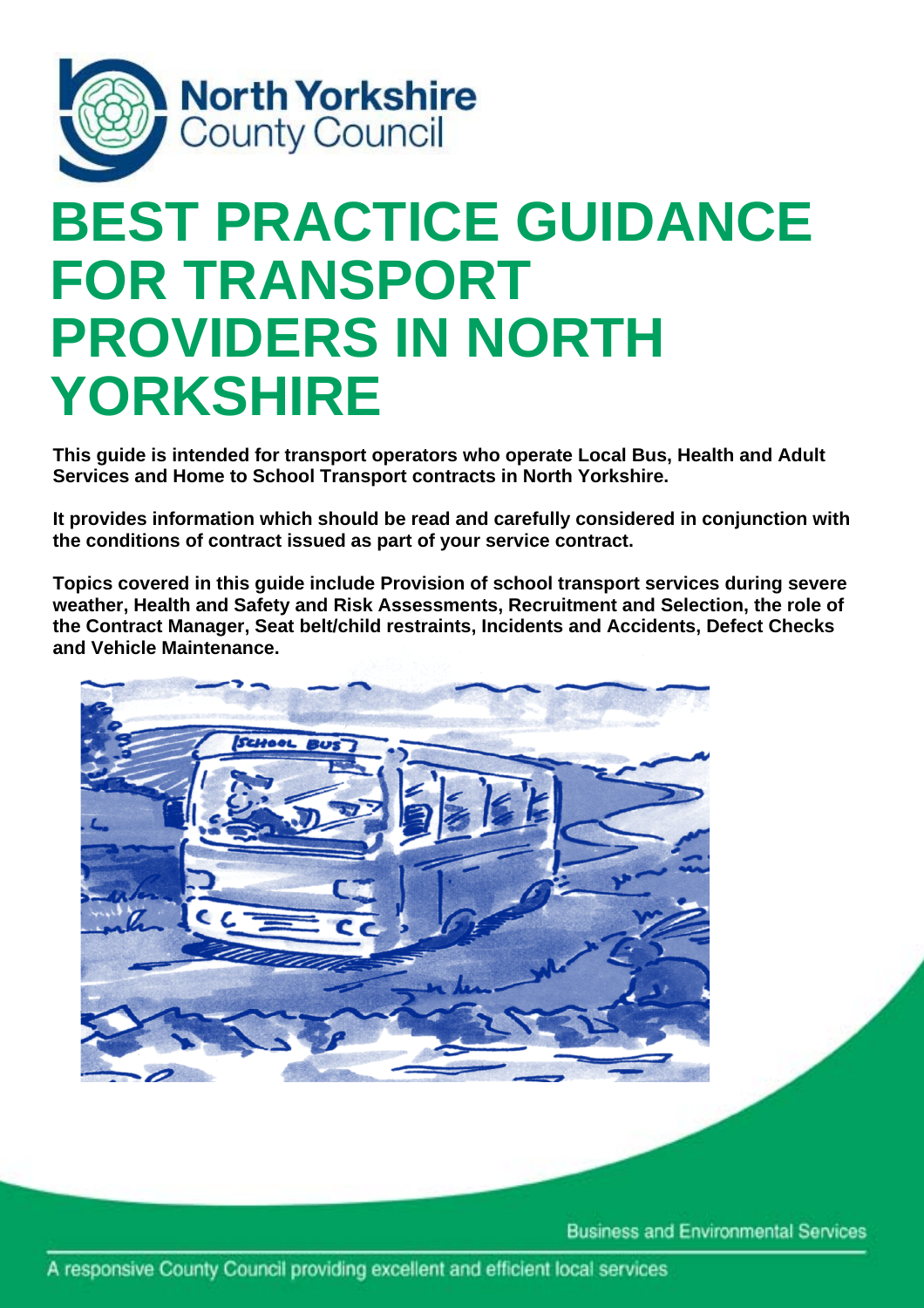North Yorkshire County Council

# BEST PRACTICE GUIDANCE FOR TRANSPORT PROVIDERS IN NORTH YORKSHIRE

**This guide is intended for transport operators who operate Local Bus, Health and Adult Services and Home to School Transport contracts in North Yorkshire.**

**It provides information which should be read and carefully considered in conjunction with the conditions of contract issued as part of your service contract.**

**Topics covered in this guide include Provision of school transport services during severe weather, Health and Safety and Risk Assessments, Recruitment and Selection, the role of the Contract Manager, Seat belt/child restraints, Incidents and Accidents, Defect Checks and Vehicle Maintenance.**

Business and Environmental Services

A responsive County Council providing excellent and efficient local services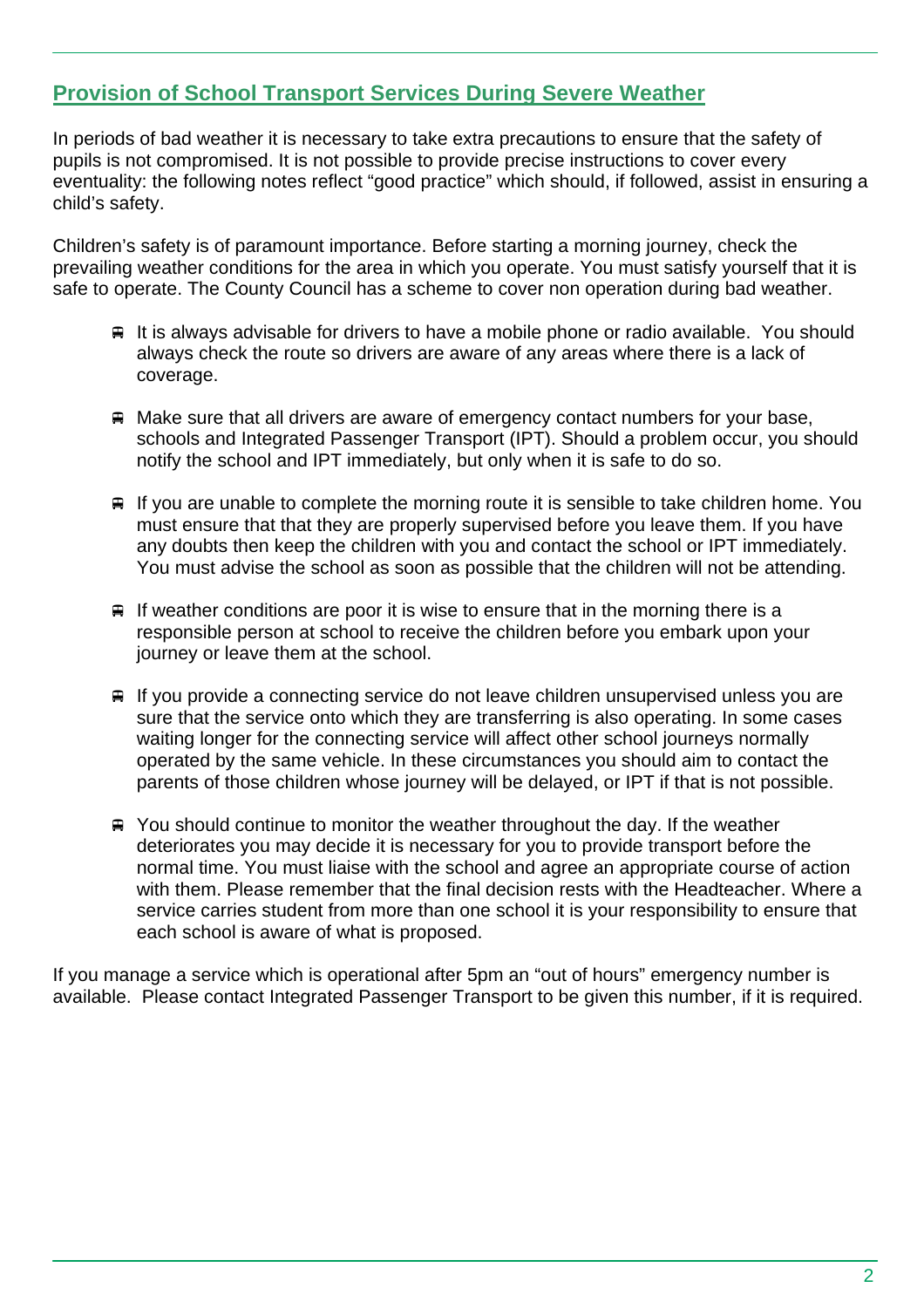## Provision of School Transport Services During Severe Weather

In periods of bad weather it is necessary to take extra precautions to ensure that the safety of pupils is not compromised. It is not possible to provide precise instructions to cover every eventuality: the following notes reflect “good practice” which should, if followed, assist in ensuring a child’s safety.

Children’s safety is of paramount importance. Before starting a morning journey, check the prevailing weather conditions for the area in which you operate. You must satisfy yourself that it is safe to operate. The County Council has a scheme to cover non operation during bad weather.

- It is always advisable for drivers to have a mobile phone or radio available. You should always check the route so drivers are aware of any areas where there is a lack of coverage.
- Make sure that all drivers are aware of emergency contact numbers for your base, schools and Integrated Passenger Transport (IPT). Should a problem occur, you should notify the school and IPT immediately, but only when it is safe to do so.
- If you are unable to complete the morning route it is sensible to take children home. You must ensure that that they are properly supervised before you leave them. If you have any doubts then keep the children with you and contact the school or IPT immediately. You must advise the school as soon as possible that the children will not be attending.
- If weather conditions are poor it is wise to ensure that in the morning there is a responsible person at school to receive the children before you embark upon your journey or leave them at the school.
- If you provide a connecting service do not leave children unsupervised unless you are sure that the service onto which they are transferring is also operating. In some cases waiting longer for the connecting service will affect other school journeys normally operated by the same vehicle. In these circumstances you should aim to contact the parents of those children whose journey will be delayed, or IPT if that is not possible.
- You should continue to monitor the weather throughout the day. If the weather deteriorates you may decide it is necessary for you to provide transport before the normal time. You must liaise with the school and agree an appropriate course of action with them. Please remember that the final decision rests with the Headteacher. Where a service carries student from more than one school it is your responsibility to ensure that each school is aware of what is proposed.

If you manage a service which is operational after 5pm an “out of hours” emergency number is available. Please contact Integrated Passenger Transport to be given this number, if it is required.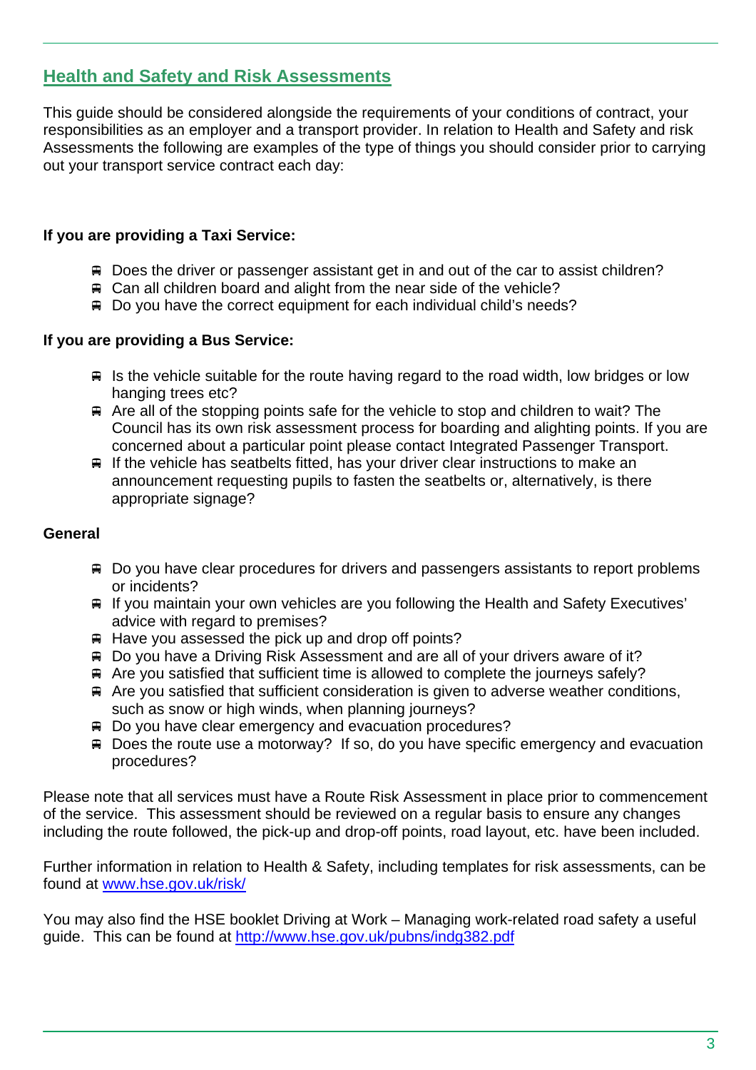## Health and Safety and Risk Assessments

This guide should be considered alongside the requirements of your conditions of contract, your responsibilities as an employer and a transport provider. In relation to Health and Safety and risk Assessments the following are examples of the type of things you should consider prior to carrying out your transport service contract each day:

**If you are providing a Taxi Service:**

- Does the driver or passenger assistant get in and out of the car to assist children?
- Can all children board and alight from the near side of the vehicle?
- Do you have the correct equipment for each individual child's needs?

**If you are providing a Bus Service:**

- Is the vehicle suitable for the route having regard to the road width, low bridges or low hanging trees etc?
- Are all of the stopping points safe for the vehicle to stop and children to wait? The Council has its own risk assessment process for boarding and alighting points. If you are concerned about a particular point please contact Integrated Passenger Transport.
- If the vehicle has seatbelts fitted, has your driver clear instructions to make an announcement requesting pupils to fasten the seatbelts or, alternatively, is there appropriate signage?

**General**

- Do you have clear procedures for drivers and passengers assistants to report problems or incidents?
- If you maintain your own vehicles are you following the Health and Safety Executives' advice with regard to premises?
- Have you assessed the pick up and drop off points?
- Do you have a Driving Risk Assessment and are all of your drivers aware of it?
- Are you satisfied that sufficient time is allowed to complete the journeys safely?
- Are you satisfied that sufficient consideration is given to adverse weather conditions, such as snow or high winds, when planning journeys?
- Do you have clear emergency and evacuation procedures?
- Does the route use a motorway? If so, do you have specific emergency and evacuation procedures?

Please note that all services must have a Route Risk Assessment in place prior to commencement of the service. This assessment should be reviewed on a regular basis to ensure any changes including the route followed, the pick-up and drop-off points, road layout, etc. have been included.

Further information in relation to Health & Safety, including templates for risk assessments, can be found at [www.hse.gov.uk/risk/](http://www.hse.gov.uk/risk/)

You may also find the HSE booklet Driving at Work – Managing work-related road safety a useful guide. This can be found at [http://www.hse.gov.uk/pubns/indg382.pdf](http://www.hse.gov.uk/pubns/indg382.pdf)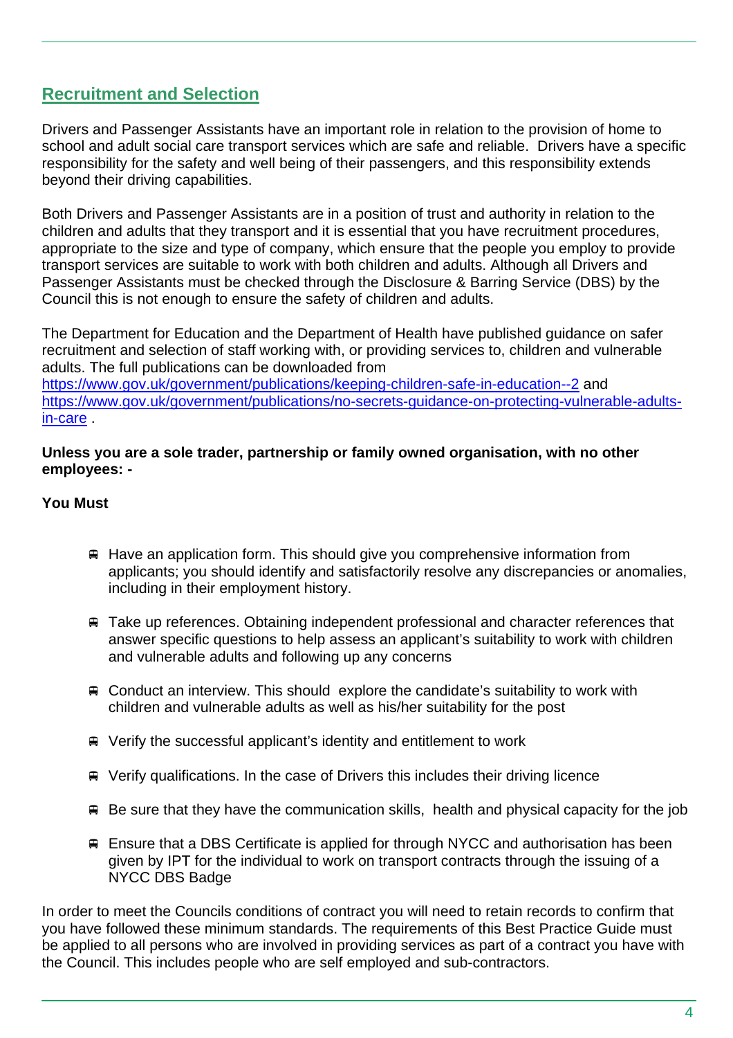## Recruitment and Selection

Drivers and Passenger Assistants have an important role in relation to the provision of home to school and adult social care transport services which are safe and reliable. Drivers have a specific responsibility for the safety and well being of their passengers, and this responsibility extends beyond their driving capabilities.

Both Drivers and Passenger Assistants are in a position of trust and authority in relation to the children and adults that they transport and it is essential that you have recruitment procedures, appropriate to the size and type of company, which ensure that the people you employ to provide transport services are suitable to work with both children and adults. Although all Drivers and Passenger Assistants must be checked through the Disclosure & Barring Service (DBS) by the Council this is not enough to ensure the safety of children and adults.

The Department for Education and the Department of Health have published guidance on safer recruitment and selection of staff working with, or providing services to, children and vulnerable adults. The full publications can be downloaded from https://www.gov.uk/government/publications/keeping-children-safe-in-education--2 and https://www.gov.uk/government/publications/no-secrets-guidance-on-protecting-vulnerable-adults-in-care .

**Unless you are a sole trader, partnership or family owned organisation, with no other employees: -**

**You Must**

- Have an application form. This should give you comprehensive information from applicants; you should identify and satisfactorily resolve any discrepancies or anomalies, including in their employment history.
- Take up references. Obtaining independent professional and character references that answer specific questions to help assess an applicant's suitability to work with children and vulnerable adults and following up any concerns
- Conduct an interview. This should explore the candidate's suitability to work with children and vulnerable adults as well as his/her suitability for the post
- Verify the successful applicant's identity and entitlement to work
- Verify qualifications. In the case of Drivers this includes their driving licence
- Be sure that they have the communication skills, health and physical capacity for the job
- Ensure that a DBS Certificate is applied for through NYCC and authorisation has been given by IPT for the individual to work on transport contracts through the issuing of a NYCC DBS Badge

In order to meet the Councils conditions of contract you will need to retain records to confirm that you have followed these minimum standards. The requirements of this Best Practice Guide must be applied to all persons who are involved in providing services as part of a contract you have with the Council. This includes people who are self employed and sub-contractors.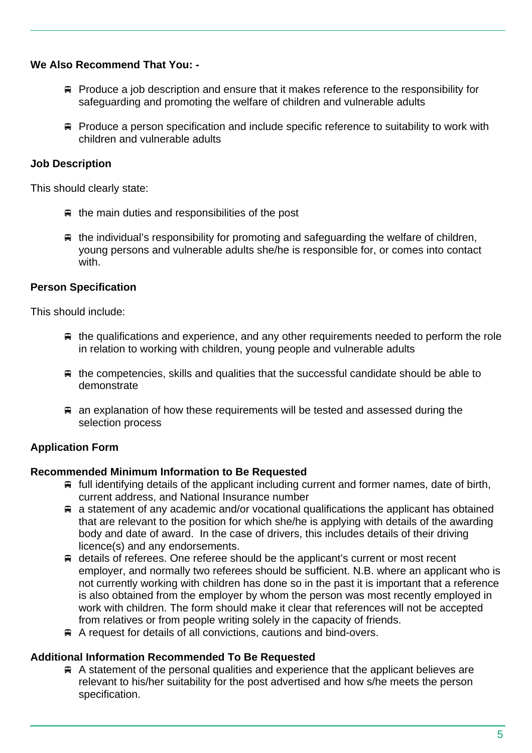**We Also Recommend That You: -**

- Produce a job description and ensure that it makes reference to the responsibility for safeguarding and promoting the welfare of children and vulnerable adults
- Produce a person specification and include specific reference to suitability to work with children and vulnerable adults

**Job Description**

This should clearly state:

- the main duties and responsibilities of the post
- the individual's responsibility for promoting and safeguarding the welfare of children, young persons and vulnerable adults she/he is responsible for, or comes into contact with.

**Person Specification**

This should include:

- the qualifications and experience, and any other requirements needed to perform the role in relation to working with children, young people and vulnerable adults
- the competencies, skills and qualities that the successful candidate should be able to demonstrate
- an explanation of how these requirements will be tested and assessed during the selection process

**Application Form**

**Recommended Minimum Information to Be Requested**

- full identifying details of the applicant including current and former names, date of birth, current address, and National Insurance number
- a statement of any academic and/or vocational qualifications the applicant has obtained that are relevant to the position for which she/he is applying with details of the awarding body and date of award. In the case of drivers, this includes details of their driving licence(s) and any endorsements.
- details of referees. One referee should be the applicant's current or most recent employer, and normally two referees should be sufficient. N.B. where an applicant who is not currently working with children has done so in the past it is important that a reference is also obtained from the employer by whom the person was most recently employed in work with children. The form should make it clear that references will not be accepted from relatives or from people writing solely in the capacity of friends.
- A request for details of all convictions, cautions and bind-overs.

**Additional Information Recommended To Be Requested**

- A statement of the personal qualities and experience that the applicant believes are relevant to his/her suitability for the post advertised and how s/he meets the person specification.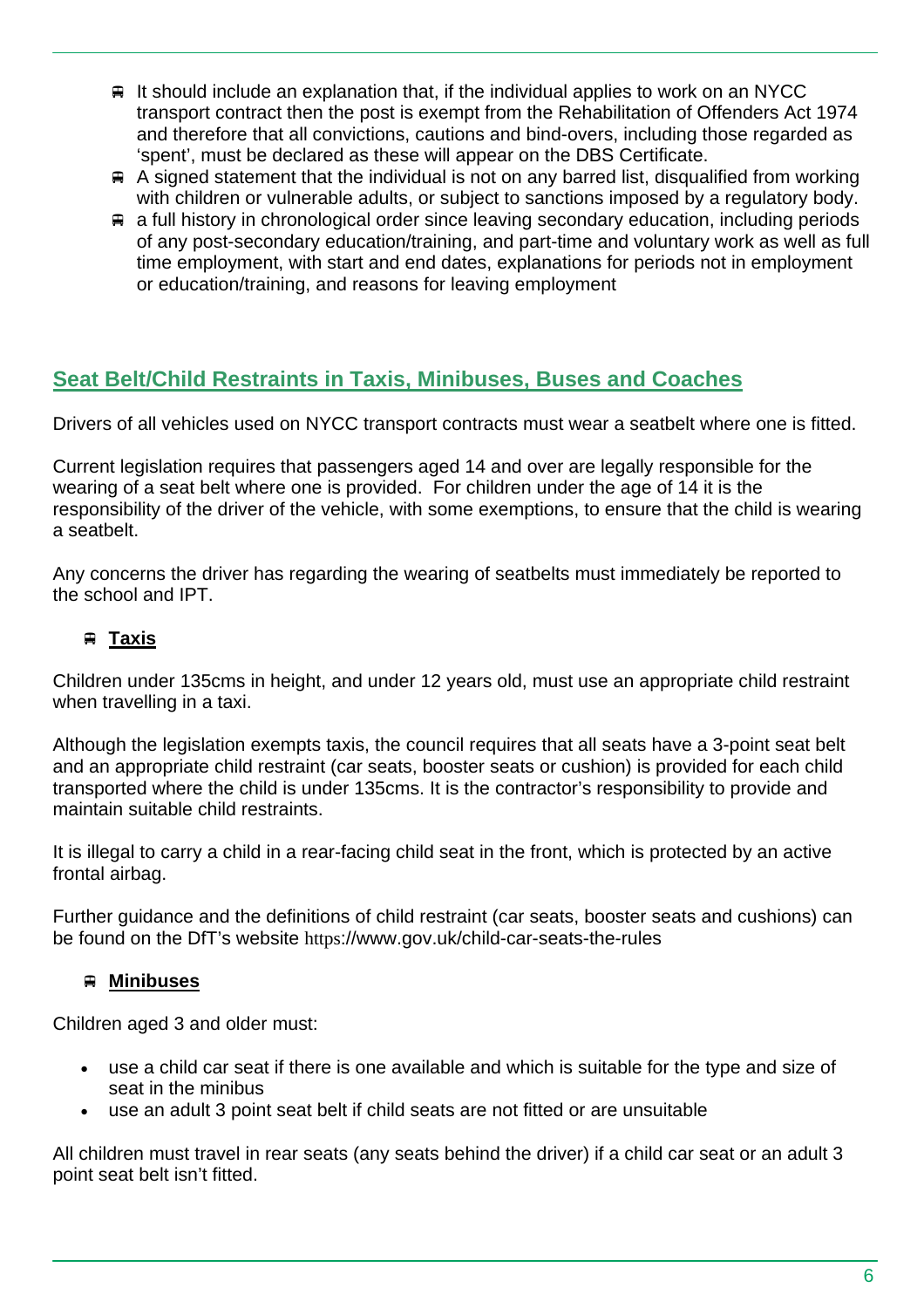- It should include an explanation that, if the individual applies to work on an NYCC transport contract then the post is exempt from the Rehabilitation of Offenders Act 1974 and therefore that all convictions, cautions and bind-overs, including those regarded as 'spent', must be declared as these will appear on the DBS Certificate.
- A signed statement that the individual is not on any barred list, disqualified from working with children or vulnerable adults, or subject to sanctions imposed by a regulatory body.
- a full history in chronological order since leaving secondary education, including periods of any post-secondary education/training, and part-time and voluntary work as well as full time employment, with start and end dates, explanations for periods not in employment or education/training, and reasons for leaving employment

## Seat Belt/Child Restraints in Taxis, Minibuses, Buses and Coaches

Drivers of all vehicles used on NYCC transport contracts must wear a seatbelt where one is fitted.

Current legislation requires that passengers aged 14 and over are legally responsible for the wearing of a seat belt where one is provided. For children under the age of 14 it is the responsibility of the driver of the vehicle, with some exemptions, to ensure that the child is wearing a seatbelt.

Any concerns the driver has regarding the wearing of seatbelts must immediately be reported to the school and IPT.

### Taxis

Children under 135cms in height, and under 12 years old, must use an appropriate child restraint when travelling in a taxi.

Although the legislation exempts taxis, the council requires that all seats have a 3-point seat belt and an appropriate child restraint (car seats, booster seats or cushion) is provided for each child transported where the child is under 135cms. It is the contractor's responsibility to provide and maintain suitable child restraints.

It is illegal to carry a child in a rear-facing child seat in the front, which is protected by an active frontal airbag.

Further guidance and the definitions of child restraint (car seats, booster seats and cushions) can be found on the DfT's website https://www.gov.uk/child-car-seats-the-rules

### Minibuses

Children aged 3 and older must:

- use a child car seat if there is one available and which is suitable for the type and size of seat in the minibus
- use an adult 3 point seat belt if child seats are not fitted or are unsuitable

All children must travel in rear seats (any seats behind the driver) if a child car seat or an adult 3 point seat belt isn't fitted.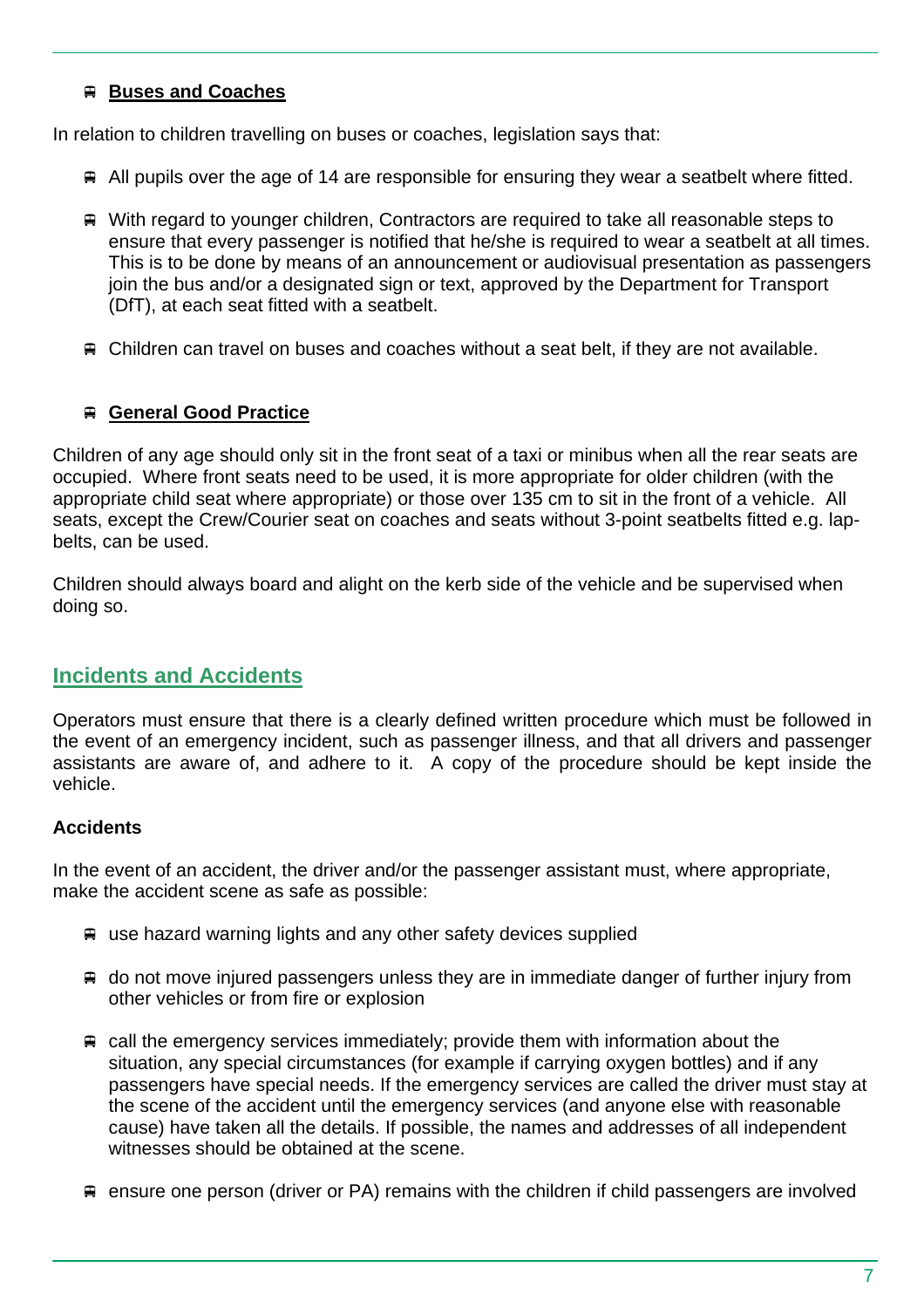### Buses and Coaches

In relation to children travelling on buses or coaches, legislation says that:

- All pupils over the age of 14 are responsible for ensuring they wear a seatbelt where fitted.
- With regard to younger children, Contractors are required to take all reasonable steps to ensure that every passenger is notified that he/she is required to wear a seatbelt at all times. This is to be done by means of an announcement or audiovisual presentation as passengers join the bus and/or a designated sign or text, approved by the Department for Transport (DfT), at each seat fitted with a seatbelt.
- Children can travel on buses and coaches without a seat belt, if they are not available.

### General Good Practice

Children of any age should only sit in the front seat of a taxi or minibus when all the rear seats are occupied. Where front seats need to be used, it is more appropriate for older children (with the appropriate child seat where appropriate) or those over 135 cm to sit in the front of a vehicle. All seats, except the Crew/Courier seat on coaches and seats without 3-point seatbelts fitted e.g. lap-belts, can be used.

Children should always board and alight on the kerb side of the vehicle and be supervised when doing so.

## Incidents and Accidents

Operators must ensure that there is a clearly defined written procedure which must be followed in the event of an emergency incident, such as passenger illness, and that all drivers and passenger assistants are aware of, and adhere to it. A copy of the procedure should be kept inside the vehicle.

**Accidents**

In the event of an accident, the driver and/or the passenger assistant must, where appropriate, make the accident scene as safe as possible:

- use hazard warning lights and any other safety devices supplied
- do not move injured passengers unless they are in immediate danger of further injury from other vehicles or from fire or explosion
- call the emergency services immediately; provide them with information about the situation, any special circumstances (for example if carrying oxygen bottles) and if any passengers have special needs. If the emergency services are called the driver must stay at the scene of the accident until the emergency services (and anyone else with reasonable cause) have taken all the details. If possible, the names and addresses of all independent witnesses should be obtained at the scene.
- ensure one person (driver or PA) remains with the children if child passengers are involved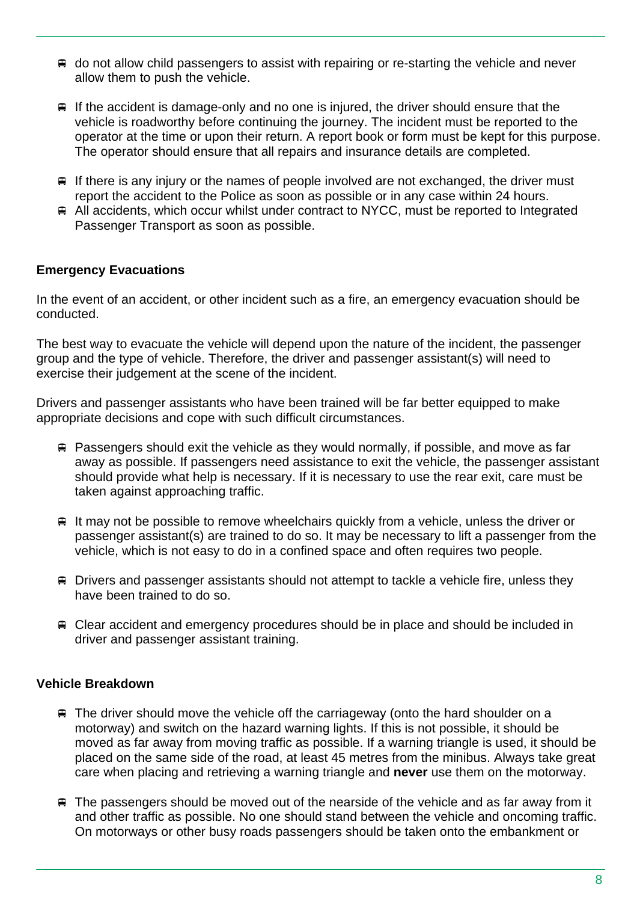- do not allow child passengers to assist with repairing or re-starting the vehicle and never allow them to push the vehicle.

- If the accident is damage-only and no one is injured, the driver should ensure that the vehicle is roadworthy before continuing the journey. The incident must be reported to the operator at the time or upon their return. A report book or form must be kept for this purpose. The operator should ensure that all repairs and insurance details are completed.

- If there is any injury or the names of people involved are not exchanged, the driver must report the accident to the Police as soon as possible or in any case within 24 hours.
- All accidents, which occur whilst under contract to NYCC, must be reported to Integrated Passenger Transport as soon as possible.

**Emergency Evacuations**

In the event of an accident, or other incident such as a fire, an emergency evacuation should be conducted.

The best way to evacuate the vehicle will depend upon the nature of the incident, the passenger group and the type of vehicle. Therefore, the driver and passenger assistant(s) will need to exercise their judgement at the scene of the incident.

Drivers and passenger assistants who have been trained will be far better equipped to make appropriate decisions and cope with such difficult circumstances.

- Passengers should exit the vehicle as they would normally, if possible, and move as far away as possible. If passengers need assistance to exit the vehicle, the passenger assistant should provide what help is necessary. If it is necessary to use the rear exit, care must be taken against approaching traffic.

- It may not be possible to remove wheelchairs quickly from a vehicle, unless the driver or passenger assistant(s) are trained to do so. It may be necessary to lift a passenger from the vehicle, which is not easy to do in a confined space and often requires two people.

- Drivers and passenger assistants should not attempt to tackle a vehicle fire, unless they have been trained to do so.

- Clear accident and emergency procedures should be in place and should be included in driver and passenger assistant training.

**Vehicle Breakdown**

- The driver should move the vehicle off the carriageway (onto the hard shoulder on a motorway) and switch on the hazard warning lights. If this is not possible, it should be moved as far away from moving traffic as possible. If a warning triangle is used, it should be placed on the same side of the road, at least 45 metres from the minibus. Always take great care when placing and retrieving a warning triangle and **never** use them on the motorway.

- The passengers should be moved out of the nearside of the vehicle and as far away from it and other traffic as possible. No one should stand between the vehicle and oncoming traffic. On motorways or other busy roads passengers should be taken onto the embankment or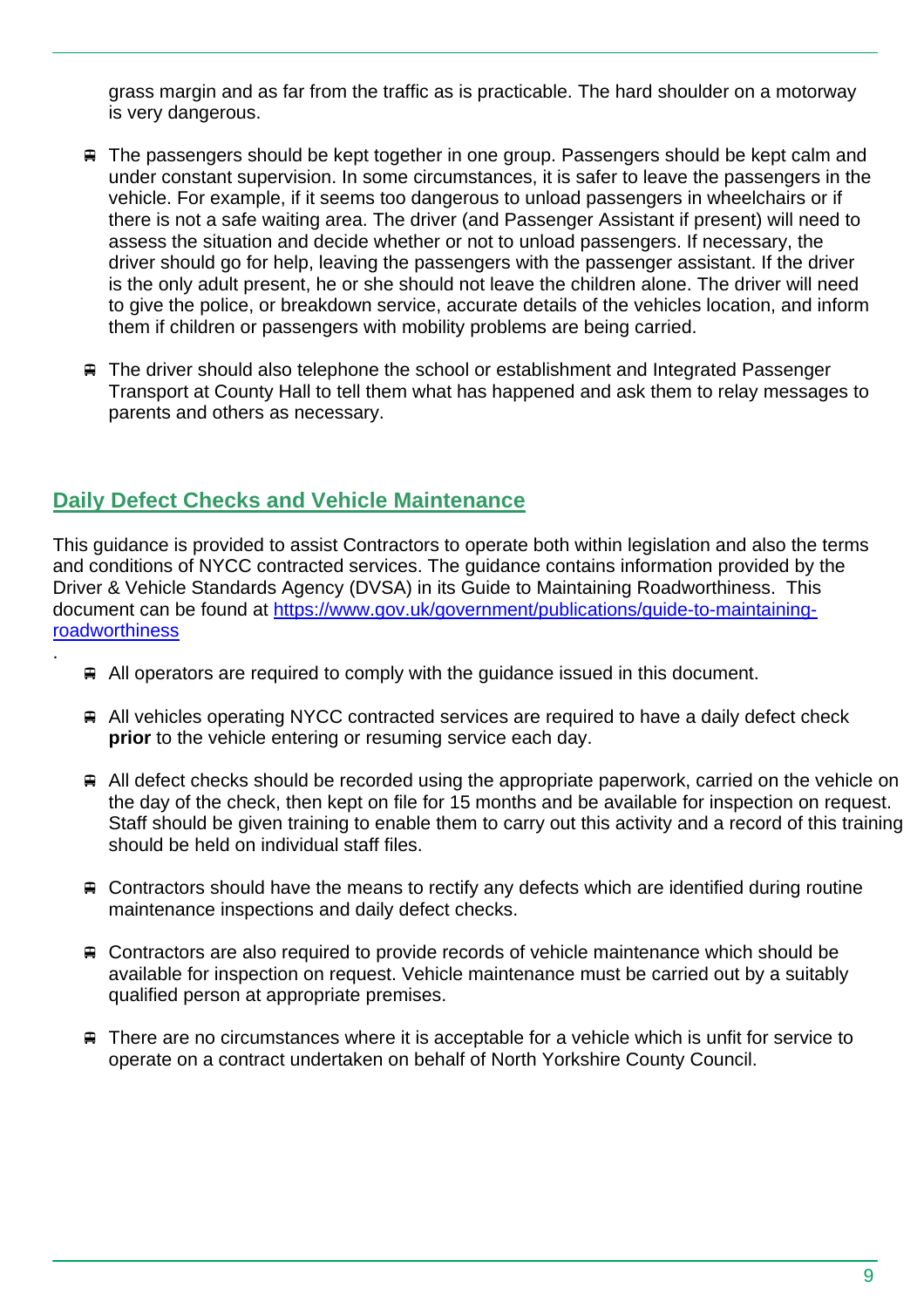grass margin and as far from the traffic as is practicable. The hard shoulder on a motorway is very dangerous.

- The passengers should be kept together in one group. Passengers should be kept calm and under constant supervision. In some circumstances, it is safer to leave the passengers in the vehicle. For example, if it seems too dangerous to unload passengers in wheelchairs or if there is not a safe waiting area. The driver (and Passenger Assistant if present) will need to assess the situation and decide whether or not to unload passengers. If necessary, the driver should go for help, leaving the passengers with the passenger assistant. If the driver is the only adult present, he or she should not leave the children alone. The driver will need to give the police, or breakdown service, accurate details of the vehicles location, and inform them if children or passengers with mobility problems are being carried.

- The driver should also telephone the school or establishment and Integrated Passenger Transport at County Hall to tell them what has happened and ask them to relay messages to parents and others as necessary.

## Daily Defect Checks and Vehicle Maintenance

This guidance is provided to assist Contractors to operate both within legislation and also the terms and conditions of NYCC contracted services. The guidance contains information provided by the Driver & Vehicle Standards Agency (DVSA) in its Guide to Maintaining Roadworthiness. This document can be found at [https://www.gov.uk/government/publications/guide-to-maintaining-roadworthiness](https://www.gov.uk/government/publications/guide-to-maintaining-roadworthiness)

.

- All operators are required to comply with the guidance issued in this document.

- All vehicles operating NYCC contracted services are required to have a daily defect check **prior** to the vehicle entering or resuming service each day.

- All defect checks should be recorded using the appropriate paperwork, carried on the vehicle on the day of the check, then kept on file for 15 months and be available for inspection on request. Staff should be given training to enable them to carry out this activity and a record of this training should be held on individual staff files.

- Contractors should have the means to rectify any defects which are identified during routine maintenance inspections and daily defect checks.

- Contractors are also required to provide records of vehicle maintenance which should be available for inspection on request. Vehicle maintenance must be carried out by a suitably qualified person at appropriate premises.

- There are no circumstances where it is acceptable for a vehicle which is unfit for service to operate on a contract undertaken on behalf of North Yorkshire County Council.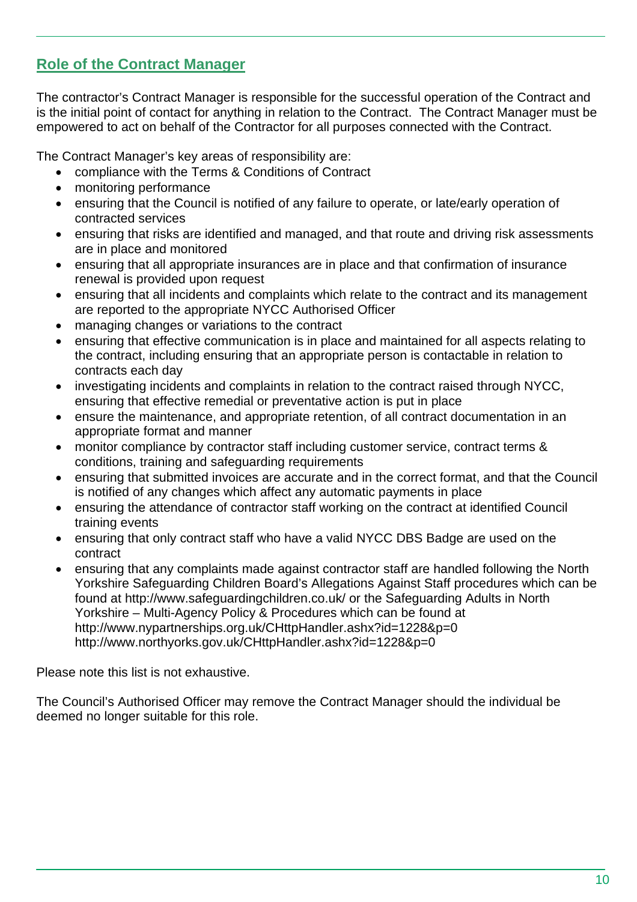## Role of the Contract Manager

The contractor's Contract Manager is responsible for the successful operation of the Contract and is the initial point of contact for anything in relation to the Contract. The Contract Manager must be empowered to act on behalf of the Contractor for all purposes connected with the Contract.

The Contract Manager's key areas of responsibility are:

- compliance with the Terms & Conditions of Contract
- monitoring performance
- ensuring that the Council is notified of any failure to operate, or late/early operation of contracted services
- ensuring that risks are identified and managed, and that route and driving risk assessments are in place and monitored
- ensuring that all appropriate insurances are in place and that confirmation of insurance renewal is provided upon request
- ensuring that all incidents and complaints which relate to the contract and its management are reported to the appropriate NYCC Authorised Officer
- managing changes or variations to the contract
- ensuring that effective communication is in place and maintained for all aspects relating to the contract, including ensuring that an appropriate person is contactable in relation to contracts each day
- investigating incidents and complaints in relation to the contract raised through NYCC, ensuring that effective remedial or preventative action is put in place
- ensure the maintenance, and appropriate retention, of all contract documentation in an appropriate format and manner
- monitor compliance by contractor staff including customer service, contract terms & conditions, training and safeguarding requirements
- ensuring that submitted invoices are accurate and in the correct format, and that the Council is notified of any changes which affect any automatic payments in place
- ensuring the attendance of contractor staff working on the contract at identified Council training events
- ensuring that only contract staff who have a valid NYCC DBS Badge are used on the contract
- ensuring that any complaints made against contractor staff are handled following the North Yorkshire Safeguarding Children Board's Allegations Against Staff procedures which can be found at http://www.safeguardingchildren.co.uk/ or the Safeguarding Adults in North Yorkshire – Multi-Agency Policy & Procedures which can be found at http://www.nypartnerships.org.uk/CHttpHandler.ashx?id=1228&p=0 http://www.northyorks.gov.uk/CHttpHandler.ashx?id=1228&p=0

Please note this list is not exhaustive.

The Council's Authorised Officer may remove the Contract Manager should the individual be deemed no longer suitable for this role.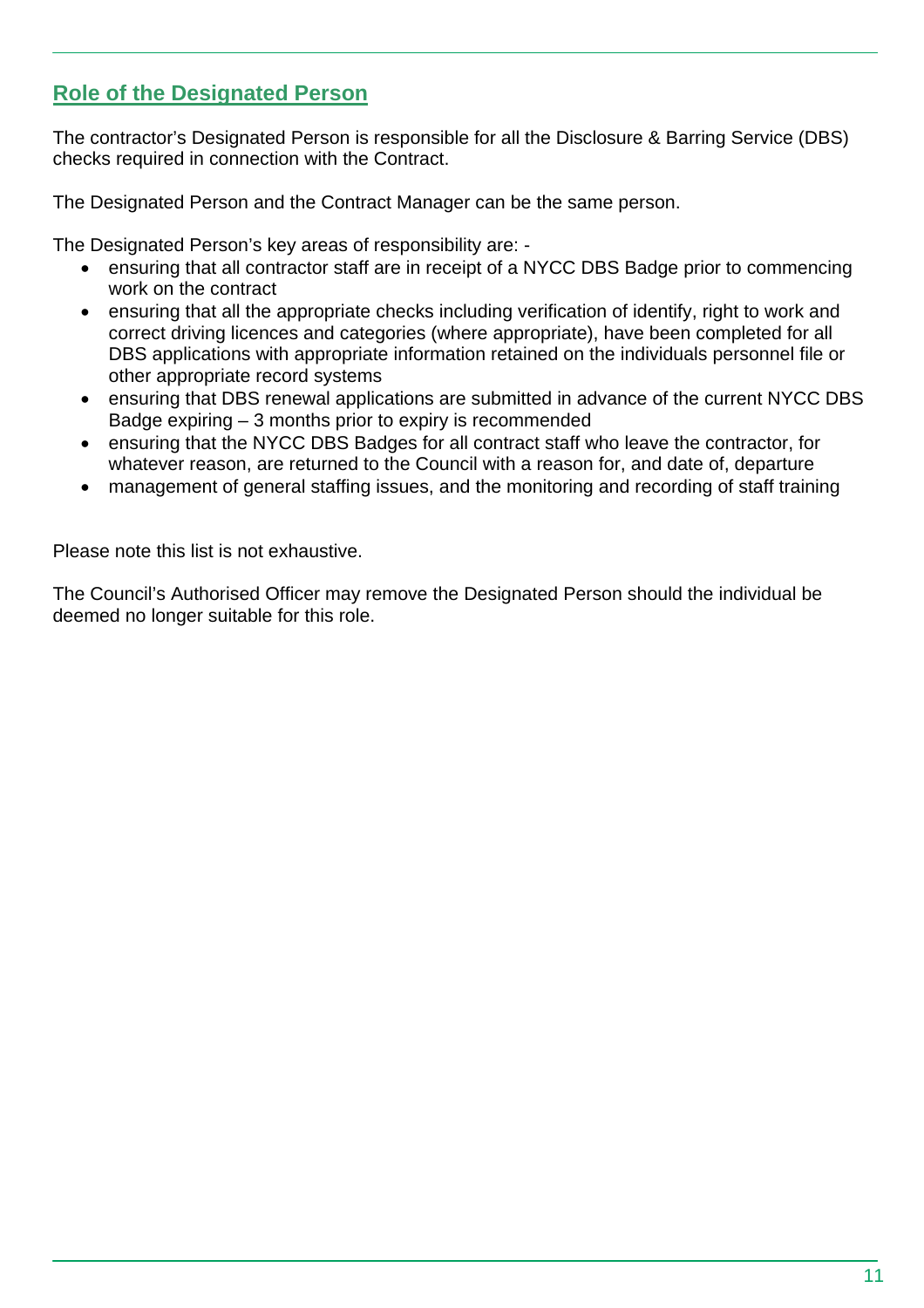## Role of the Designated Person

The contractor's Designated Person is responsible for all the Disclosure & Barring Service (DBS) checks required in connection with the Contract.

The Designated Person and the Contract Manager can be the same person.

The Designated Person's key areas of responsibility are: -

- ensuring that all contractor staff are in receipt of a NYCC DBS Badge prior to commencing work on the contract
- ensuring that all the appropriate checks including verification of identify, right to work and correct driving licences and categories (where appropriate), have been completed for all DBS applications with appropriate information retained on the individuals personnel file or other appropriate record systems
- ensuring that DBS renewal applications are submitted in advance of the current NYCC DBS Badge expiring – 3 months prior to expiry is recommended
- ensuring that the NYCC DBS Badges for all contract staff who leave the contractor, for whatever reason, are returned to the Council with a reason for, and date of, departure
- management of general staffing issues, and the monitoring and recording of staff training

Please note this list is not exhaustive.

The Council's Authorised Officer may remove the Designated Person should the individual be deemed no longer suitable for this role.